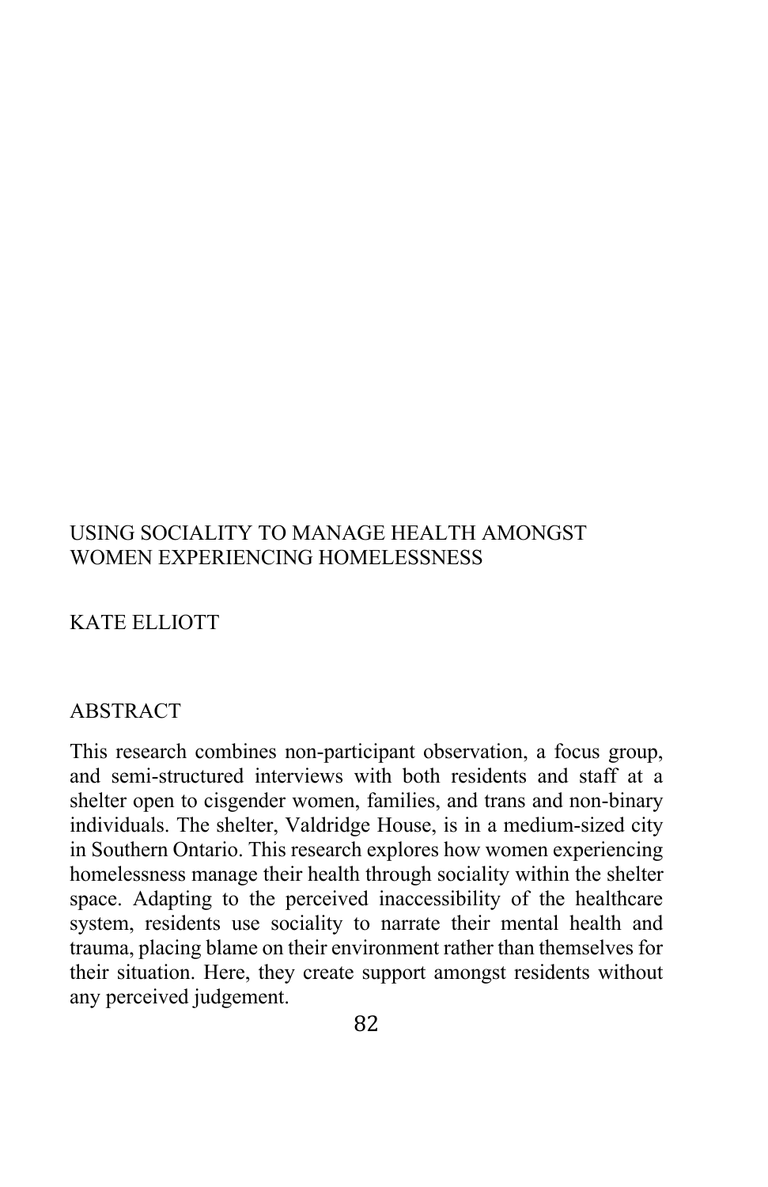# USING SOCIALITY TO MANAGE HEALTH AMONGST WOMEN EXPERIENCING HOMELESSNESS

KATE ELLIOTT

## ABSTRACT

This research combines non-participant observation, a focus group, and semi-structured interviews with both residents and staff at a shelter open to cisgender women, families, and trans and non-binary individuals. The shelter, Valdridge House, is in a medium-sized city in Southern Ontario. This research explores how women experiencing homelessness manage their health through sociality within the shelter space. Adapting to the perceived inaccessibility of the healthcare system, residents use sociality to narrate their mental health and trauma, placing blame on their environment rather than themselves for their situation. Here, they create support amongst residents without any perceived judgement.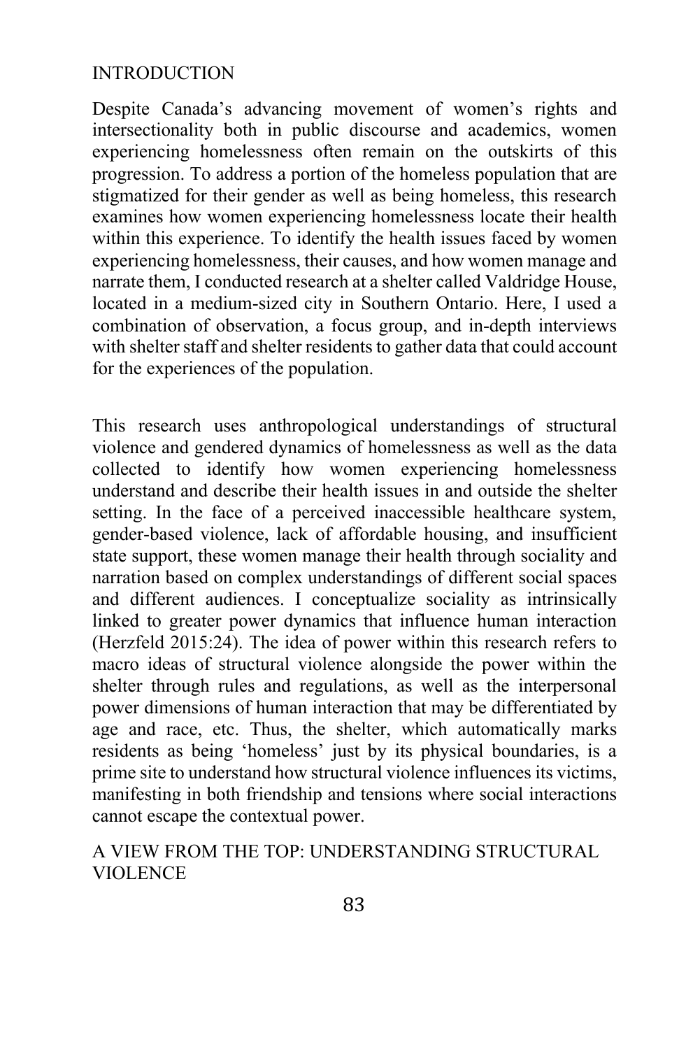## INTRODUCTION

Despite Canada's advancing movement of women's rights and intersectionality both in public discourse and academics, women experiencing homelessness often remain on the outskirts of this progression. To address a portion of the homeless population that are stigmatized for their gender as well as being homeless, this research examines how women experiencing homelessness locate their health within this experience. To identify the health issues faced by women experiencing homelessness, their causes, and how women manage and narrate them, I conducted research at a shelter called Valdridge House, located in a medium-sized city in Southern Ontario. Here, I used a combination of observation, a focus group, and in-depth interviews with shelter staff and shelter residents to gather data that could account for the experiences of the population.

This research uses anthropological understandings of structural violence and gendered dynamics of homelessness as well as the data collected to identify how women experiencing homelessness understand and describe their health issues in and outside the shelter setting. In the face of a perceived inaccessible healthcare system, gender-based violence, lack of affordable housing, and insufficient state support, these women manage their health through sociality and narration based on complex understandings of different social spaces and different audiences. I conceptualize sociality as intrinsically linked to greater power dynamics that influence human interaction (Herzfeld 2015:24). The idea of power within this research refers to macro ideas of structural violence alongside the power within the shelter through rules and regulations, as well as the interpersonal power dimensions of human interaction that may be differentiated by age and race, etc. Thus, the shelter, which automatically marks residents as being 'homeless' just by its physical boundaries, is a prime site to understand how structural violence influences its victims, manifesting in both friendship and tensions where social interactions cannot escape the contextual power.

## A VIEW FROM THE TOP: UNDERSTANDING STRUCTURAL VIOLENCE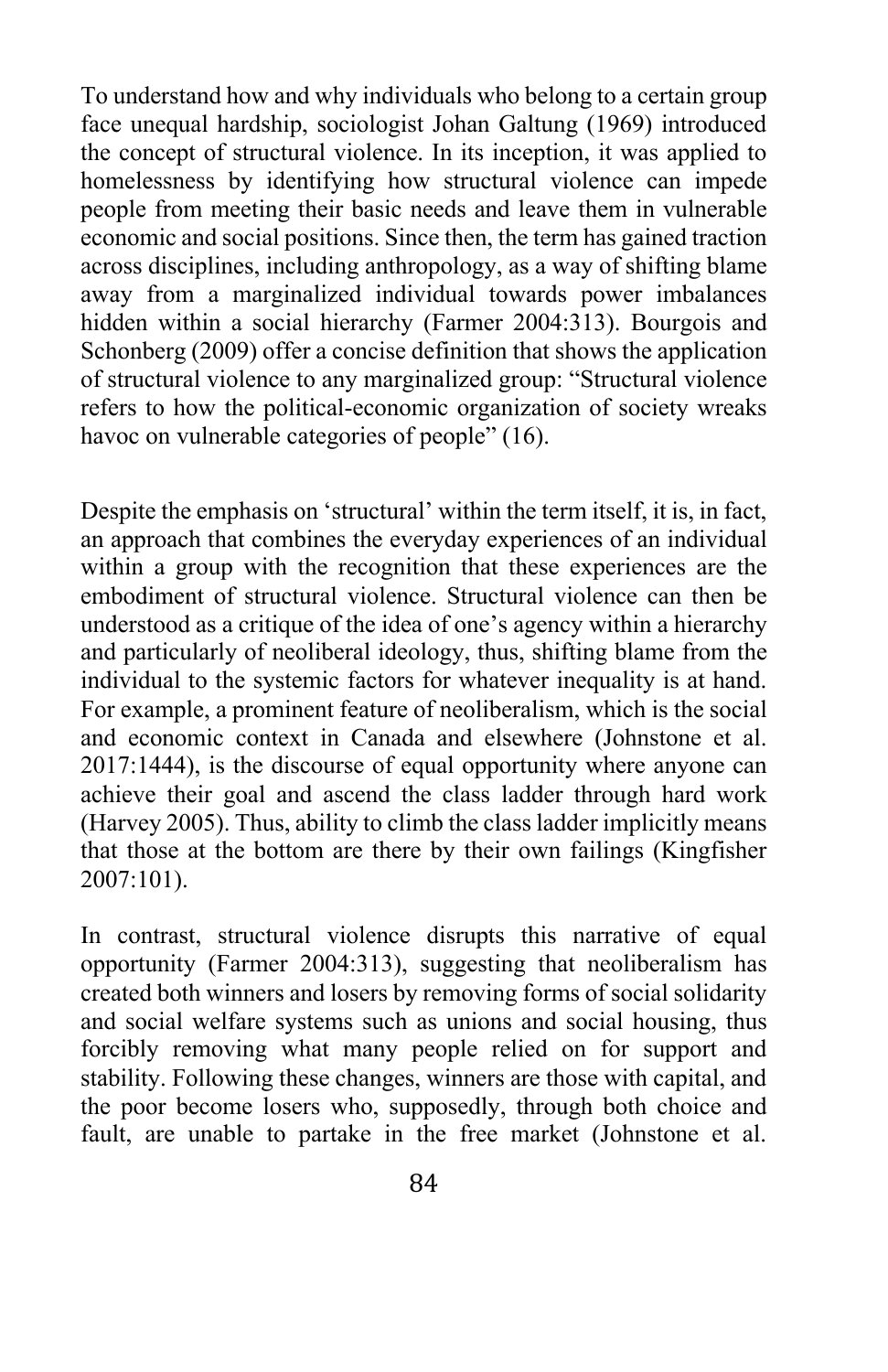To understand how and why individuals who belong to a certain group face unequal hardship, sociologist Johan Galtung (1969) introduced the concept of structural violence. In its inception, it was applied to homelessness by identifying how structural violence can impede people from meeting their basic needs and leave them in vulnerable economic and social positions. Since then, the term has gained traction across disciplines, including anthropology, as a way of shifting blame away from a marginalized individual towards power imbalances hidden within a social hierarchy (Farmer 2004:313). Bourgois and Schonberg (2009) offer a concise definition that shows the application of structural violence to any marginalized group: "Structural violence refers to how the political-economic organization of society wreaks havoc on vulnerable categories of people" (16).

Despite the emphasis on 'structural' within the term itself, it is, in fact, an approach that combines the everyday experiences of an individual within a group with the recognition that these experiences are the embodiment of structural violence. Structural violence can then be understood as a critique of the idea of one's agency within a hierarchy and particularly of neoliberal ideology, thus, shifting blame from the individual to the systemic factors for whatever inequality is at hand. For example, a prominent feature of neoliberalism, which is the social and economic context in Canada and elsewhere (Johnstone et al. 2017:1444), is the discourse of equal opportunity where anyone can achieve their goal and ascend the class ladder through hard work (Harvey 2005). Thus, ability to climb the class ladder implicitly means that those at the bottom are there by their own failings (Kingfisher 2007:101).

In contrast, structural violence disrupts this narrative of equal opportunity (Farmer 2004:313), suggesting that neoliberalism has created both winners and losers by removing forms of social solidarity and social welfare systems such as unions and social housing, thus forcibly removing what many people relied on for support and stability. Following these changes, winners are those with capital, and the poor become losers who, supposedly, through both choice and fault, are unable to partake in the free market (Johnstone et al.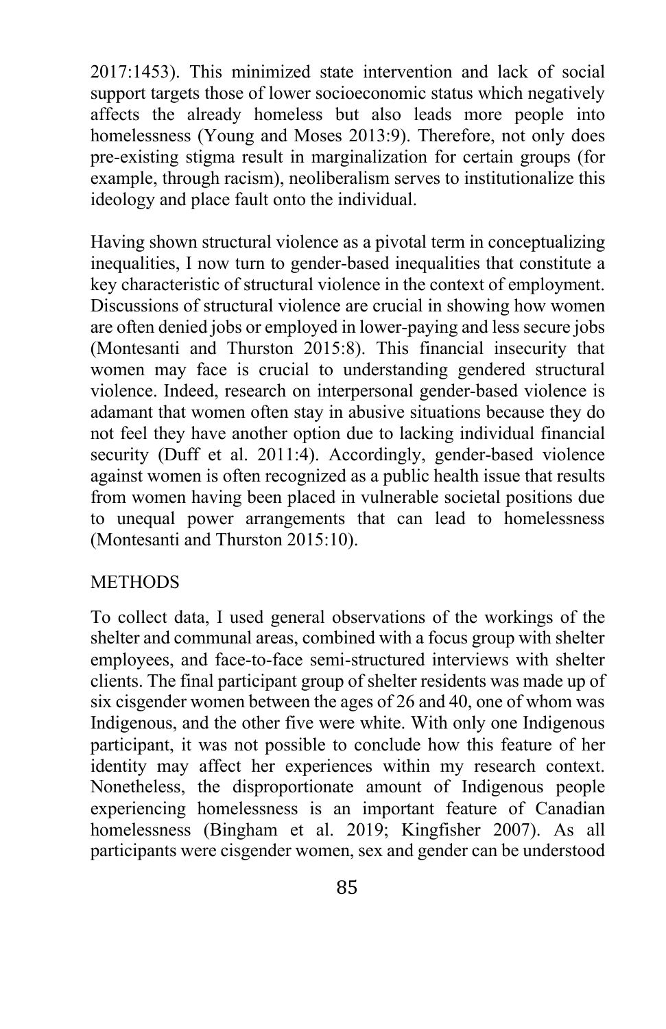2017:1453). This minimized state intervention and lack of social support targets those of lower socioeconomic status which negatively affects the already homeless but also leads more people into homelessness (Young and Moses 2013:9). Therefore, not only does pre-existing stigma result in marginalization for certain groups (for example, through racism), neoliberalism serves to institutionalize this ideology and place fault onto the individual.

Having shown structural violence as a pivotal term in conceptualizing inequalities, I now turn to gender-based inequalities that constitute a key characteristic of structural violence in the context of employment. Discussions of structural violence are crucial in showing how women are often denied jobs or employed in lower-paying and less secure jobs (Montesanti and Thurston 2015:8). This financial insecurity that women may face is crucial to understanding gendered structural violence. Indeed, research on interpersonal gender-based violence is adamant that women often stay in abusive situations because they do not feel they have another option due to lacking individual financial security (Duff et al. 2011:4). Accordingly, gender-based violence against women is often recognized as a public health issue that results from women having been placed in vulnerable societal positions due to unequal power arrangements that can lead to homelessness (Montesanti and Thurston 2015:10).

## METHODS

To collect data, I used general observations of the workings of the shelter and communal areas, combined with a focus group with shelter employees, and face-to-face semi-structured interviews with shelter clients. The final participant group of shelter residents was made up of six cisgender women between the ages of 26 and 40, one of whom was Indigenous, and the other five were white. With only one Indigenous participant, it was not possible to conclude how this feature of her identity may affect her experiences within my research context. Nonetheless, the disproportionate amount of Indigenous people experiencing homelessness is an important feature of Canadian homelessness (Bingham et al. 2019; Kingfisher 2007). As all participants were cisgender women, sex and gender can be understood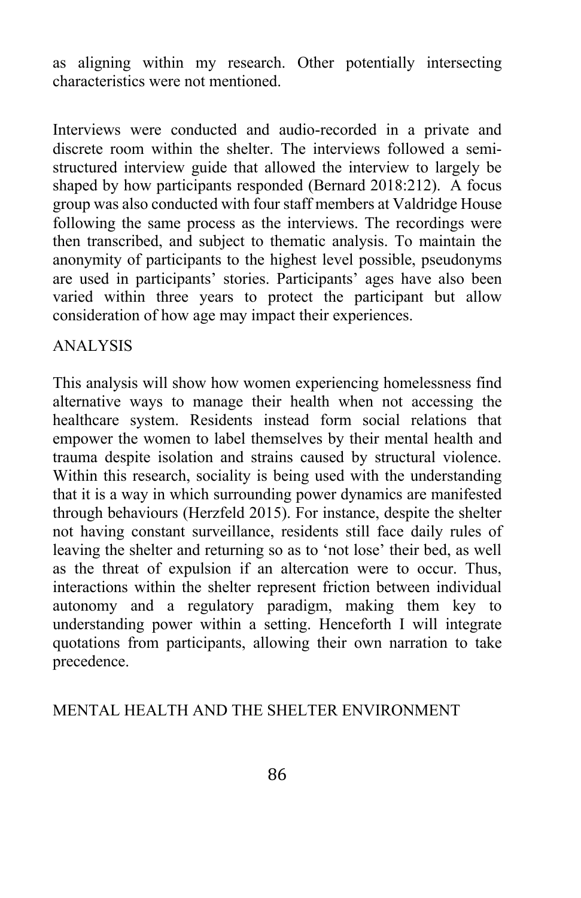as aligning within my research. Other potentially intersecting characteristics were not mentioned.

Interviews were conducted and audio-recorded in a private and discrete room within the shelter. The interviews followed a semi-structured interview guide that allowed the interview to largely be shaped by how participants responded (Bernard 2018:212). A focus group was also conducted with four staff members at Valdridge House following the same process as the interviews. The recordings were then transcribed, and subject to thematic analysis. To maintain the anonymity of participants to the highest level possible, pseudonyms are used in participants' stories. Participants' ages have also been varied within three years to protect the participant but allow consideration of how age may impact their experiences.

## ANALYSIS

This analysis will show how women experiencing homelessness find alternative ways to manage their health when not accessing the healthcare system. Residents instead form social relations that empower the women to label themselves by their mental health and trauma despite isolation and strains caused by structural violence. Within this research, sociality is being used with the understanding that it is a way in which surrounding power dynamics are manifested through behaviours (Herzfeld 2015). For instance, despite the shelter not having constant surveillance, residents still face daily rules of leaving the shelter and returning so as to 'not lose' their bed, as well as the threat of expulsion if an altercation were to occur. Thus, interactions within the shelter represent friction between individual autonomy and a regulatory paradigm, making them key to understanding power within a setting. Henceforth I will integrate quotations from participants, allowing their own narration to take precedence.

## MENTAL HEALTH AND THE SHELTER ENVIRONMENT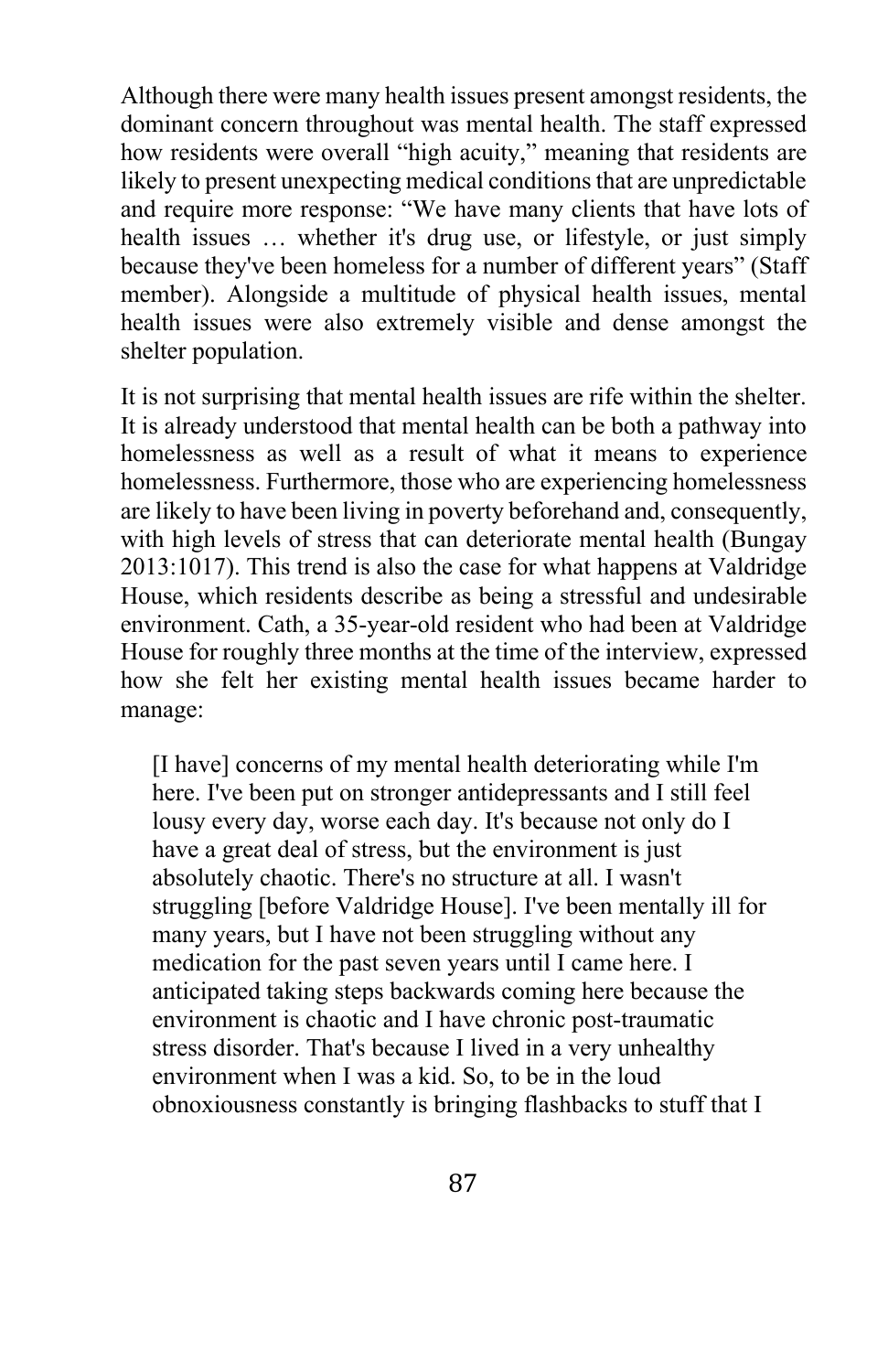Although there were many health issues present amongst residents, the dominant concern throughout was mental health. The staff expressed how residents were overall “high acuity,” meaning that residents are likely to present unexpecting medical conditions that are unpredictable and require more response: “We have many clients that have lots of health issues … whether it's drug use, or lifestyle, or just simply because they've been homeless for a number of different years” (Staff member). Alongside a multitude of physical health issues, mental health issues were also extremely visible and dense amongst the shelter population.

It is not surprising that mental health issues are rife within the shelter. It is already understood that mental health can be both a pathway into homelessness as well as a result of what it means to experience homelessness. Furthermore, those who are experiencing homelessness are likely to have been living in poverty beforehand and, consequently, with high levels of stress that can deteriorate mental health (Bungay 2013:1017). This trend is also the case for what happens at Valdridge House, which residents describe as being a stressful and undesirable environment. Cath, a 35-year-old resident who had been at Valdridge House for roughly three months at the time of the interview, expressed how she felt her existing mental health issues became harder to manage:

> [I have] concerns of my mental health deteriorating while I'm here. I've been put on stronger antidepressants and I still feel lousy every day, worse each day. It's because not only do I have a great deal of stress, but the environment is just absolutely chaotic. There's no structure at all. I wasn't struggling [before Valdridge House]. I've been mentally ill for many years, but I have not been struggling without any medication for the past seven years until I came here. I anticipated taking steps backwards coming here because the environment is chaotic and I have chronic post-traumatic stress disorder. That's because I lived in a very unhealthy environment when I was a kid. So, to be in the loud obnoxiousness constantly is bringing flashbacks to stuff that I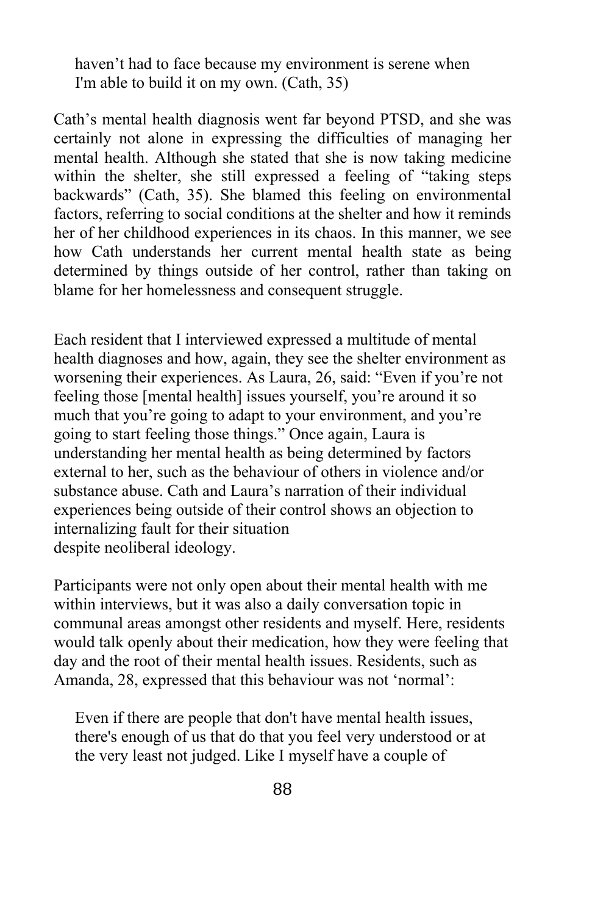> haven't had to face because my environment is serene when I'm able to build it on my own. (Cath, 35)

Cath's mental health diagnosis went far beyond PTSD, and she was certainly not alone in expressing the difficulties of managing her mental health. Although she stated that she is now taking medicine within the shelter, she still expressed a feeling of "taking steps backwards" (Cath, 35). She blamed this feeling on environmental factors, referring to social conditions at the shelter and how it reminds her of her childhood experiences in its chaos. In this manner, we see how Cath understands her current mental health state as being determined by things outside of her control, rather than taking on blame for her homelessness and consequent struggle.

Each resident that I interviewed expressed a multitude of mental health diagnoses and how, again, they see the shelter environment as worsening their experiences. As Laura, 26, said: "Even if you're not feeling those [mental health] issues yourself, you're around it so much that you're going to adapt to your environment, and you're going to start feeling those things." Once again, Laura is understanding her mental health as being determined by factors external to her, such as the behaviour of others in violence and/or substance abuse. Cath and Laura's narration of their individual experiences being outside of their control shows an objection to internalizing fault for their situation despite neoliberal ideology.

Participants were not only open about their mental health with me within interviews, but it was also a daily conversation topic in communal areas amongst other residents and myself. Here, residents would talk openly about their medication, how they were feeling that day and the root of their mental health issues. Residents, such as Amanda, 28, expressed that this behaviour was not 'normal':

> Even if there are people that don't have mental health issues, there's enough of us that do that you feel very understood or at the very least not judged. Like I myself have a couple of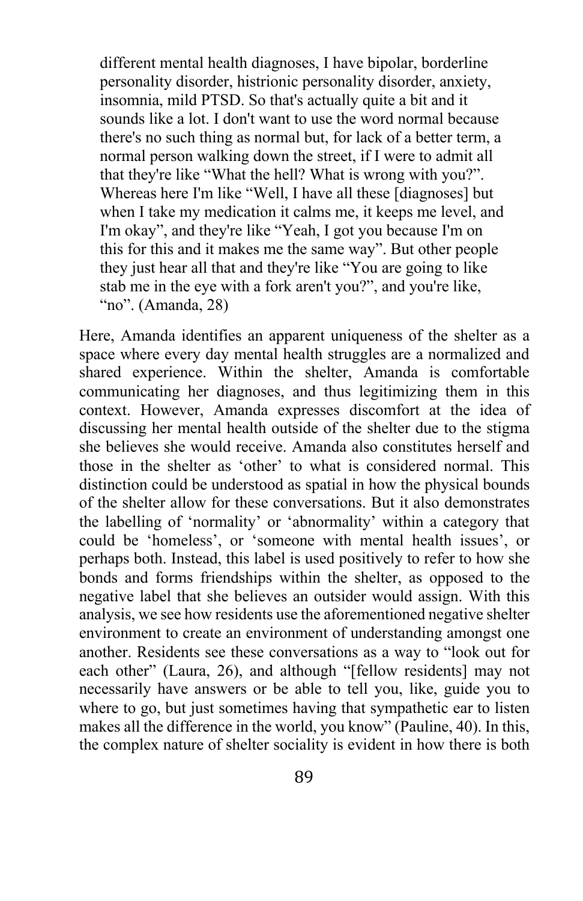> different mental health diagnoses, I have bipolar, borderline personality disorder, histrionic personality disorder, anxiety, insomnia, mild PTSD. So that's actually quite a bit and it sounds like a lot. I don't want to use the word normal because there's no such thing as normal but, for lack of a better term, a normal person walking down the street, if I were to admit all that they're like "What the hell? What is wrong with you?". Whereas here I'm like "Well, I have all these [diagnoses] but when I take my medication it calms me, it keeps me level, and I'm okay", and they're like "Yeah, I got you because I'm on this for this and it makes me the same way". But other people they just hear all that and they're like "You are going to like stab me in the eye with a fork aren't you?", and you're like, "no". (Amanda, 28)

Here, Amanda identifies an apparent uniqueness of the shelter as a space where every day mental health struggles are a normalized and shared experience. Within the shelter, Amanda is comfortable communicating her diagnoses, and thus legitimizing them in this context. However, Amanda expresses discomfort at the idea of discussing her mental health outside of the shelter due to the stigma she believes she would receive. Amanda also constitutes herself and those in the shelter as 'other' to what is considered normal. This distinction could be understood as spatial in how the physical bounds of the shelter allow for these conversations. But it also demonstrates the labelling of 'normality' or 'abnormality' within a category that could be 'homeless', or 'someone with mental health issues', or perhaps both. Instead, this label is used positively to refer to how she bonds and forms friendships within the shelter, as opposed to the negative label that she believes an outsider would assign. With this analysis, we see how residents use the aforementioned negative shelter environment to create an environment of understanding amongst one another. Residents see these conversations as a way to "look out for each other" (Laura, 26), and although "[fellow residents] may not necessarily have answers or be able to tell you, like, guide you to where to go, but just sometimes having that sympathetic ear to listen makes all the difference in the world, you know" (Pauline, 40). In this, the complex nature of shelter sociality is evident in how there is both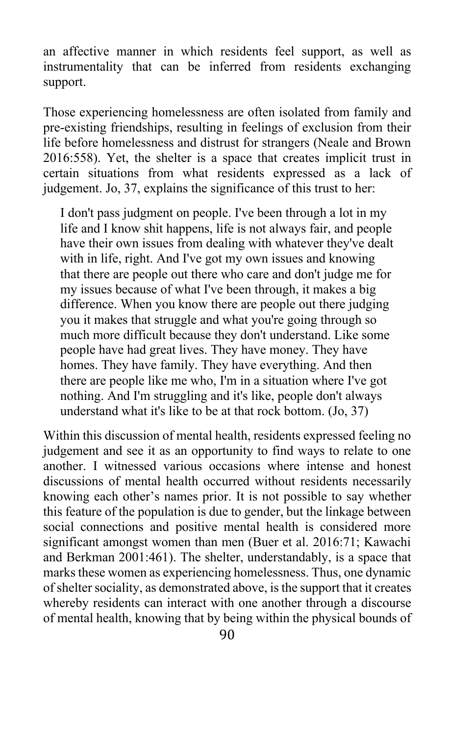an affective manner in which residents feel support, as well as instrumentality that can be inferred from residents exchanging support.

Those experiencing homelessness are often isolated from family and pre-existing friendships, resulting in feelings of exclusion from their life before homelessness and distrust for strangers (Neale and Brown 2016:558). Yet, the shelter is a space that creates implicit trust in certain situations from what residents expressed as a lack of judgement. Jo, 37, explains the significance of this trust to her:

> I don't pass judgment on people. I've been through a lot in my life and I know shit happens, life is not always fair, and people have their own issues from dealing with whatever they've dealt with in life, right. And I've got my own issues and knowing that there are people out there who care and don't judge me for my issues because of what I've been through, it makes a big difference. When you know there are people out there judging you it makes that struggle and what you're going through so much more difficult because they don't understand. Like some people have had great lives. They have money. They have homes. They have family. They have everything. And then there are people like me who, I'm in a situation where I've got nothing. And I'm struggling and it's like, people don't always understand what it's like to be at that rock bottom. (Jo, 37)

Within this discussion of mental health, residents expressed feeling no judgement and see it as an opportunity to find ways to relate to one another. I witnessed various occasions where intense and honest discussions of mental health occurred without residents necessarily knowing each other's names prior. It is not possible to say whether this feature of the population is due to gender, but the linkage between social connections and positive mental health is considered more significant amongst women than men (Buer et al. 2016:71; Kawachi and Berkman 2001:461). The shelter, understandably, is a space that marks these women as experiencing homelessness. Thus, one dynamic of shelter sociality, as demonstrated above, is the support that it creates whereby residents can interact with one another through a discourse of mental health, knowing that by being within the physical bounds of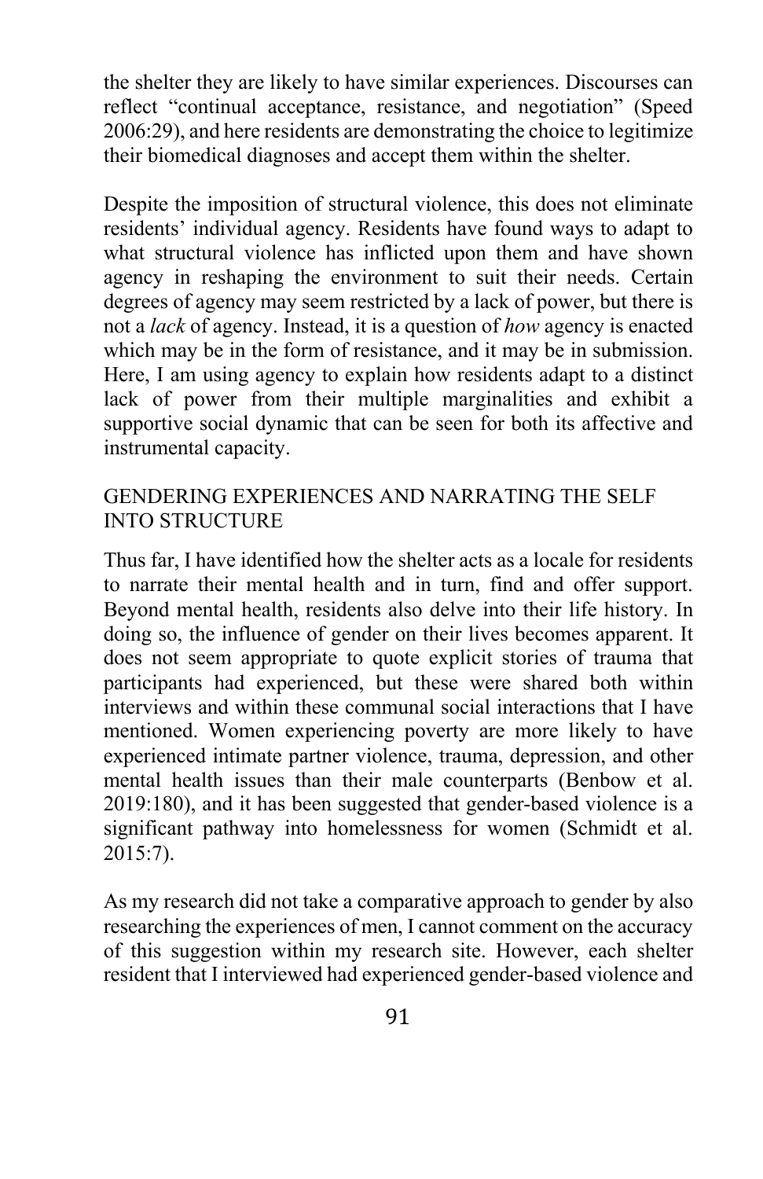the shelter they are likely to have similar experiences. Discourses can reflect "continual acceptance, resistance, and negotiation" (Speed 2006:29), and here residents are demonstrating the choice to legitimize their biomedical diagnoses and accept them within the shelter.

Despite the imposition of structural violence, this does not eliminate residents' individual agency. Residents have found ways to adapt to what structural violence has inflicted upon them and have shown agency in reshaping the environment to suit their needs. Certain degrees of agency may seem restricted by a lack of power, but there is not a *lack* of agency. Instead, it is a question of *how* agency is enacted which may be in the form of resistance, and it may be in submission. Here, I am using agency to explain how residents adapt to a distinct lack of power from their multiple marginalities and exhibit a supportive social dynamic that can be seen for both its affective and instrumental capacity.

## GENDERING EXPERIENCES AND NARRATING THE SELF INTO STRUCTURE

Thus far, I have identified how the shelter acts as a locale for residents to narrate their mental health and in turn, find and offer support. Beyond mental health, residents also delve into their life history. In doing so, the influence of gender on their lives becomes apparent. It does not seem appropriate to quote explicit stories of trauma that participants had experienced, but these were shared both within interviews and within these communal social interactions that I have mentioned. Women experiencing poverty are more likely to have experienced intimate partner violence, trauma, depression, and other mental health issues than their male counterparts (Benbow et al. 2019:180), and it has been suggested that gender-based violence is a significant pathway into homelessness for women (Schmidt et al. 2015:7).

As my research did not take a comparative approach to gender by also researching the experiences of men, I cannot comment on the accuracy of this suggestion within my research site. However, each shelter resident that I interviewed had experienced gender-based violence and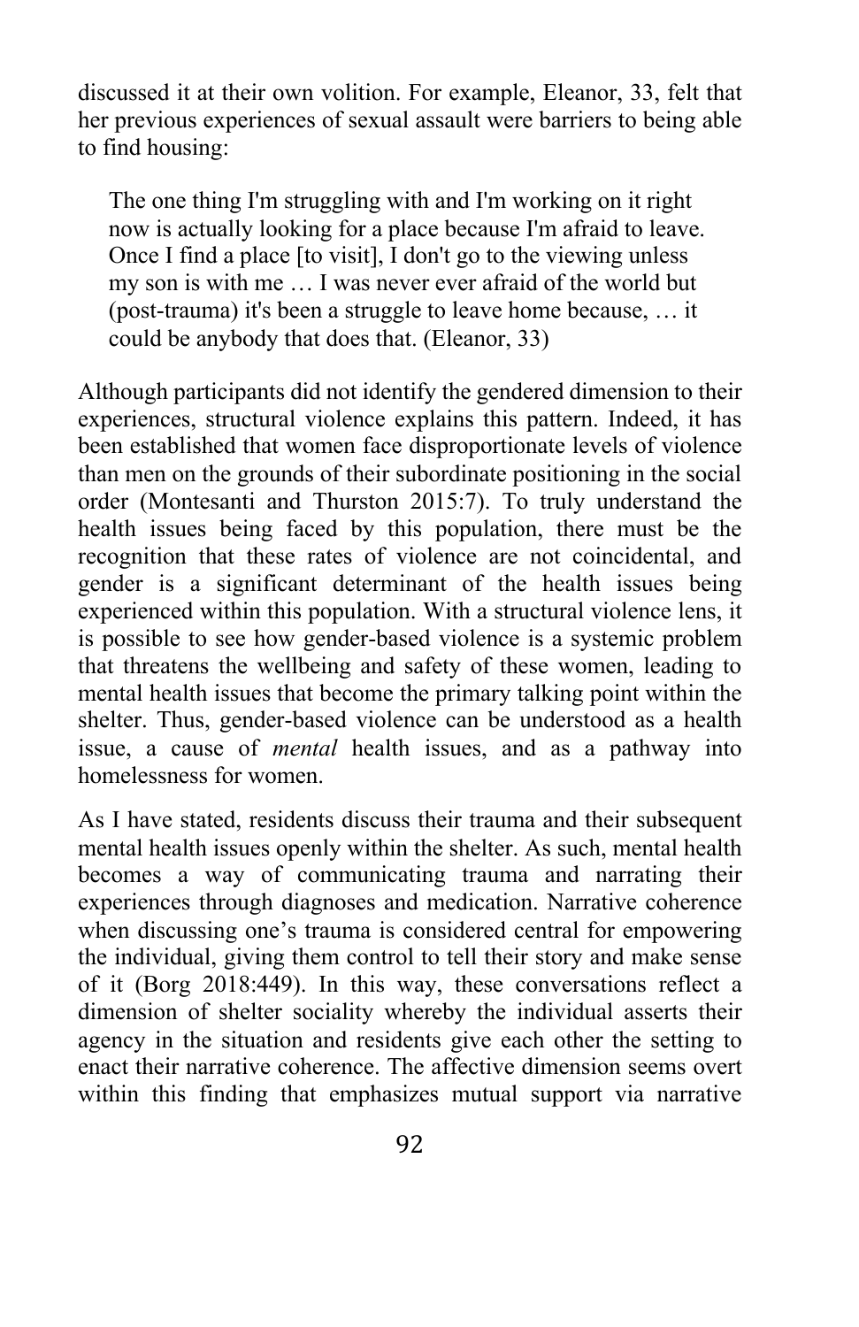discussed it at their own volition. For example, Eleanor, 33, felt that her previous experiences of sexual assault were barriers to being able to find housing:

> The one thing I'm struggling with and I'm working on it right now is actually looking for a place because I'm afraid to leave. Once I find a place [to visit], I don't go to the viewing unless my son is with me … I was never ever afraid of the world but (post-trauma) it's been a struggle to leave home because, … it could be anybody that does that. (Eleanor, 33)

Although participants did not identify the gendered dimension to their experiences, structural violence explains this pattern. Indeed, it has been established that women face disproportionate levels of violence than men on the grounds of their subordinate positioning in the social order (Montesanti and Thurston 2015:7). To truly understand the health issues being faced by this population, there must be the recognition that these rates of violence are not coincidental, and gender is a significant determinant of the health issues being experienced within this population. With a structural violence lens, it is possible to see how gender-based violence is a systemic problem that threatens the wellbeing and safety of these women, leading to mental health issues that become the primary talking point within the shelter. Thus, gender-based violence can be understood as a health issue, a cause of *mental* health issues, and as a pathway into homelessness for women.

As I have stated, residents discuss their trauma and their subsequent mental health issues openly within the shelter. As such, mental health becomes a way of communicating trauma and narrating their experiences through diagnoses and medication. Narrative coherence when discussing one's trauma is considered central for empowering the individual, giving them control to tell their story and make sense of it (Borg 2018:449). In this way, these conversations reflect a dimension of shelter sociality whereby the individual asserts their agency in the situation and residents give each other the setting to enact their narrative coherence. The affective dimension seems overt within this finding that emphasizes mutual support via narrative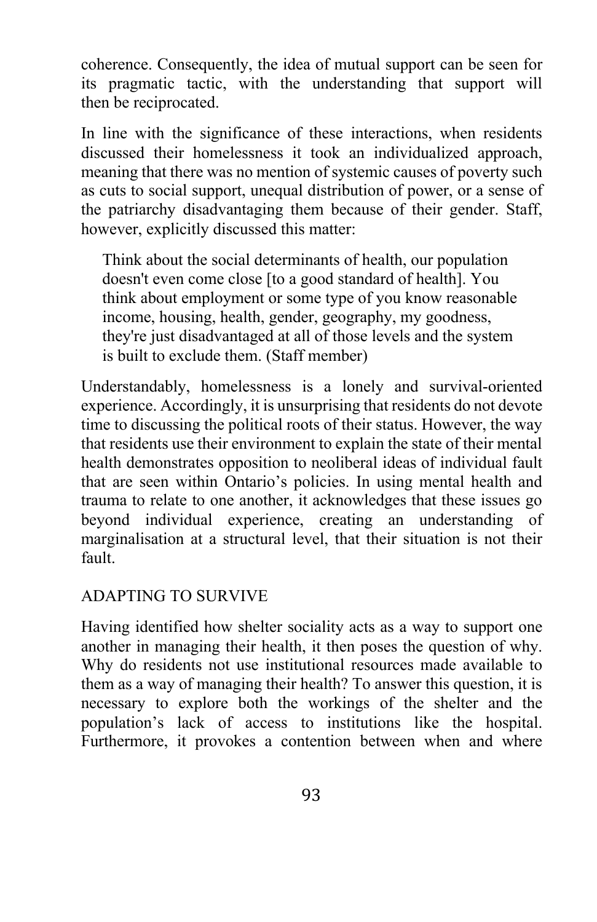coherence. Consequently, the idea of mutual support can be seen for its pragmatic tactic, with the understanding that support will then be reciprocated.

In line with the significance of these interactions, when residents discussed their homelessness it took an individualized approach, meaning that there was no mention of systemic causes of poverty such as cuts to social support, unequal distribution of power, or a sense of the patriarchy disadvantaging them because of their gender. Staff, however, explicitly discussed this matter:

> Think about the social determinants of health, our population doesn't even come close [to a good standard of health]. You think about employment or some type of you know reasonable income, housing, health, gender, geography, my goodness, they're just disadvantaged at all of those levels and the system is built to exclude them. (Staff member)

Understandably, homelessness is a lonely and survival-oriented experience. Accordingly, it is unsurprising that residents do not devote time to discussing the political roots of their status. However, the way that residents use their environment to explain the state of their mental health demonstrates opposition to neoliberal ideas of individual fault that are seen within Ontario's policies. In using mental health and trauma to relate to one another, it acknowledges that these issues go beyond individual experience, creating an understanding of marginalisation at a structural level, that their situation is not their fault.

## ADAPTING TO SURVIVE

Having identified how shelter sociality acts as a way to support one another in managing their health, it then poses the question of why. Why do residents not use institutional resources made available to them as a way of managing their health? To answer this question, it is necessary to explore both the workings of the shelter and the population's lack of access to institutions like the hospital. Furthermore, it provokes a contention between when and where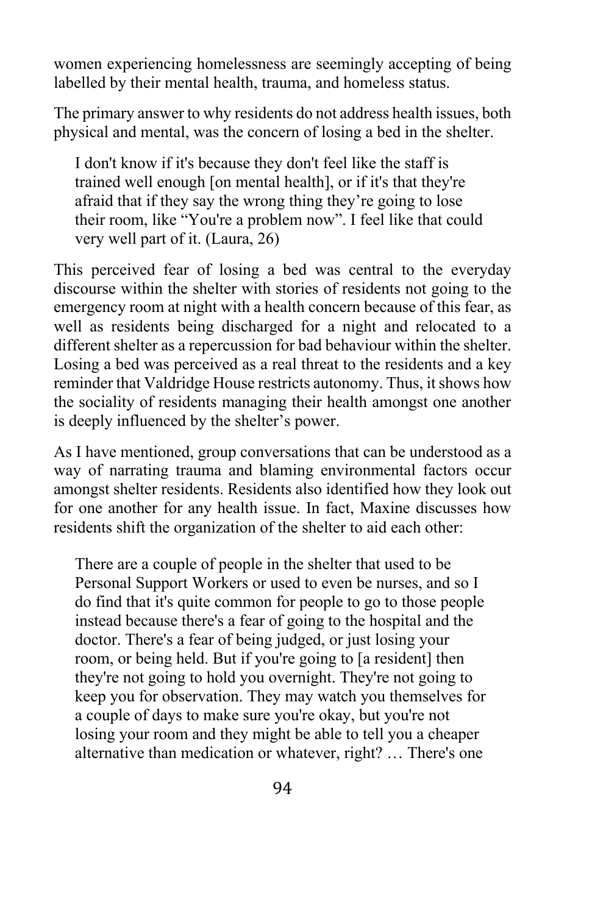women experiencing homelessness are seemingly accepting of being labelled by their mental health, trauma, and homeless status.

The primary answer to why residents do not address health issues, both physical and mental, was the concern of losing a bed in the shelter.

> I don't know if it's because they don't feel like the staff is trained well enough [on mental health], or if it's that they're afraid that if they say the wrong thing they're going to lose their room, like "You're a problem now". I feel like that could very well part of it. (Laura, 26)

This perceived fear of losing a bed was central to the everyday discourse within the shelter with stories of residents not going to the emergency room at night with a health concern because of this fear, as well as residents being discharged for a night and relocated to a different shelter as a repercussion for bad behaviour within the shelter. Losing a bed was perceived as a real threat to the residents and a key reminder that Valdridge House restricts autonomy. Thus, it shows how the sociality of residents managing their health amongst one another is deeply influenced by the shelter's power.

As I have mentioned, group conversations that can be understood as a way of narrating trauma and blaming environmental factors occur amongst shelter residents. Residents also identified how they look out for one another for any health issue. In fact, Maxine discusses how residents shift the organization of the shelter to aid each other:

> There are a couple of people in the shelter that used to be Personal Support Workers or used to even be nurses, and so I do find that it's quite common for people to go to those people instead because there's a fear of going to the hospital and the doctor. There's a fear of being judged, or just losing your room, or being held. But if you're going to [a resident] then they're not going to hold you overnight. They're not going to keep you for observation. They may watch you themselves for a couple of days to make sure you're okay, but you're not losing your room and they might be able to tell you a cheaper alternative than medication or whatever, right? … There's one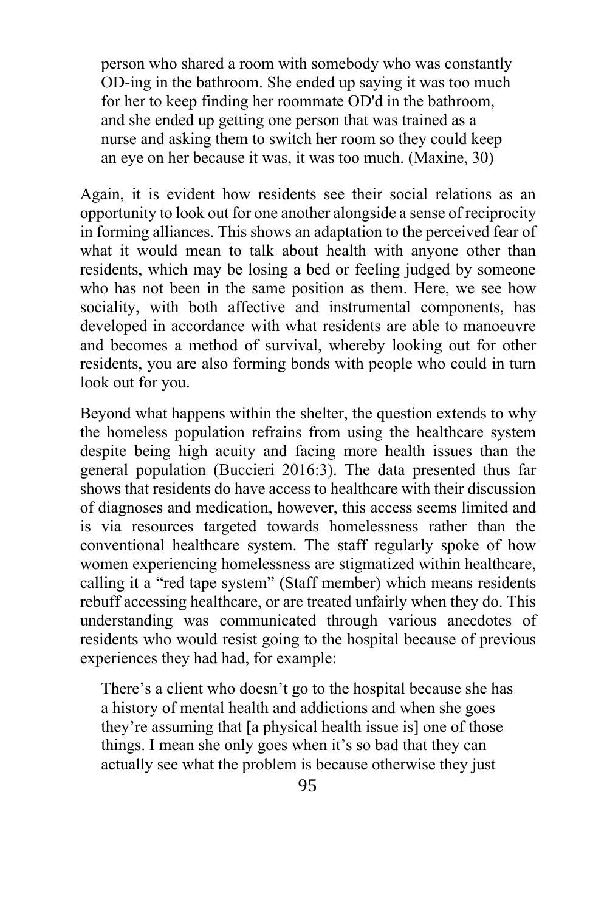> person who shared a room with somebody who was constantly OD-ing in the bathroom. She ended up saying it was too much for her to keep finding her roommate OD'd in the bathroom, and she ended up getting one person that was trained as a nurse and asking them to switch her room so they could keep an eye on her because it was, it was too much. (Maxine, 30)

Again, it is evident how residents see their social relations as an opportunity to look out for one another alongside a sense of reciprocity in forming alliances. This shows an adaptation to the perceived fear of what it would mean to talk about health with anyone other than residents, which may be losing a bed or feeling judged by someone who has not been in the same position as them. Here, we see how sociality, with both affective and instrumental components, has developed in accordance with what residents are able to manoeuvre and becomes a method of survival, whereby looking out for other residents, you are also forming bonds with people who could in turn look out for you.

Beyond what happens within the shelter, the question extends to why the homeless population refrains from using the healthcare system despite being high acuity and facing more health issues than the general population (Buccieri 2016:3). The data presented thus far shows that residents do have access to healthcare with their discussion of diagnoses and medication, however, this access seems limited and is via resources targeted towards homelessness rather than the conventional healthcare system. The staff regularly spoke of how women experiencing homelessness are stigmatized within healthcare, calling it a "red tape system" (Staff member) which means residents rebuff accessing healthcare, or are treated unfairly when they do. This understanding was communicated through various anecdotes of residents who would resist going to the hospital because of previous experiences they had had, for example:

> There's a client who doesn't go to the hospital because she has a history of mental health and addictions and when she goes they're assuming that [a physical health issue is] one of those things. I mean she only goes when it's so bad that they can actually see what the problem is because otherwise they just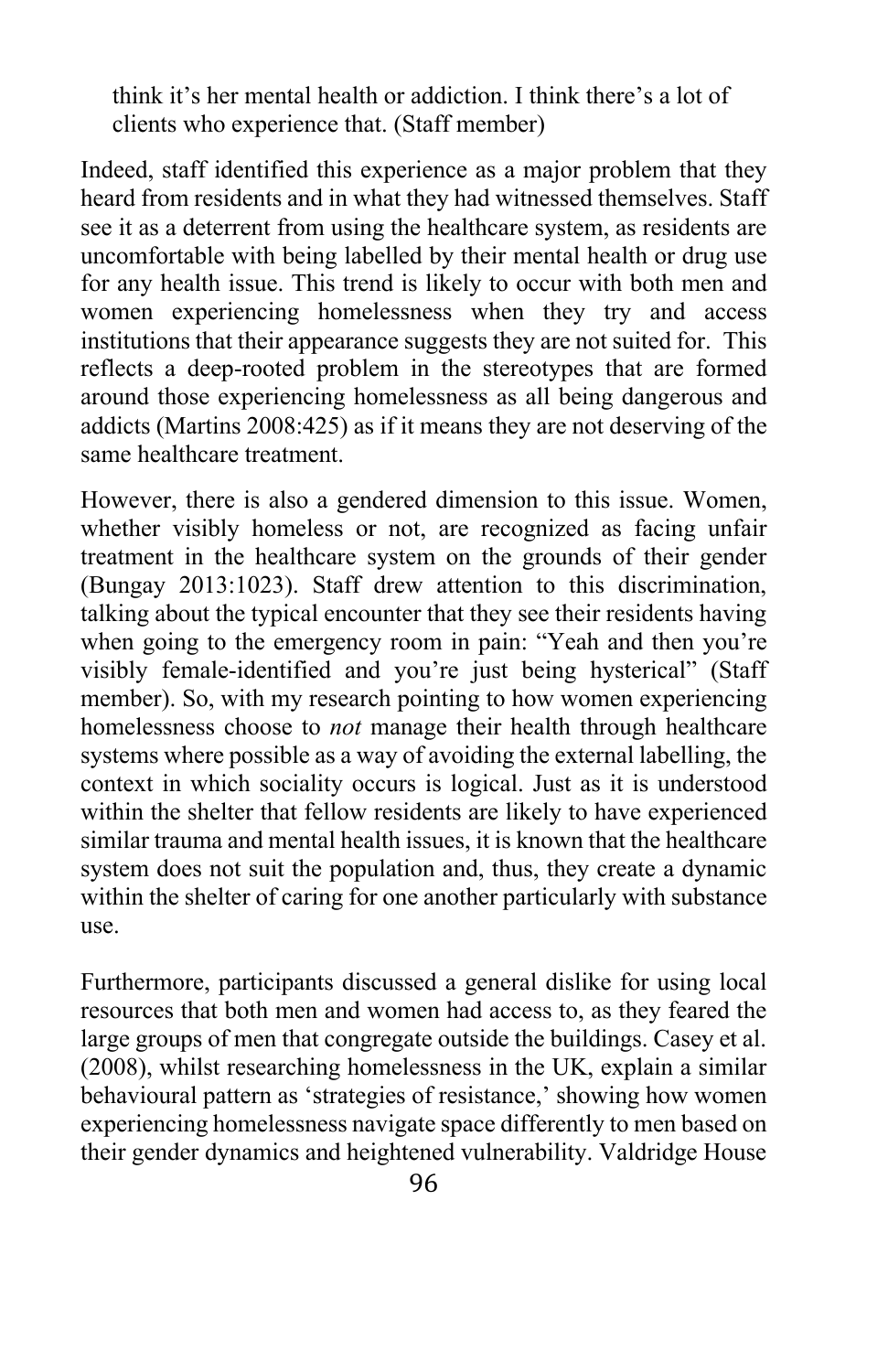think it's her mental health or addiction. I think there's a lot of clients who experience that. (Staff member)

Indeed, staff identified this experience as a major problem that they heard from residents and in what they had witnessed themselves. Staff see it as a deterrent from using the healthcare system, as residents are uncomfortable with being labelled by their mental health or drug use for any health issue. This trend is likely to occur with both men and women experiencing homelessness when they try and access institutions that their appearance suggests they are not suited for. This reflects a deep-rooted problem in the stereotypes that are formed around those experiencing homelessness as all being dangerous and addicts (Martins 2008:425) as if it means they are not deserving of the same healthcare treatment.

However, there is also a gendered dimension to this issue. Women, whether visibly homeless or not, are recognized as facing unfair treatment in the healthcare system on the grounds of their gender (Bungay 2013:1023). Staff drew attention to this discrimination, talking about the typical encounter that they see their residents having when going to the emergency room in pain: "Yeah and then you're visibly female-identified and you're just being hysterical" (Staff member). So, with my research pointing to how women experiencing homelessness choose to *not* manage their health through healthcare systems where possible as a way of avoiding the external labelling, the context in which sociality occurs is logical. Just as it is understood within the shelter that fellow residents are likely to have experienced similar trauma and mental health issues, it is known that the healthcare system does not suit the population and, thus, they create a dynamic within the shelter of caring for one another particularly with substance use.

Furthermore, participants discussed a general dislike for using local resources that both men and women had access to, as they feared the large groups of men that congregate outside the buildings. Casey et al. (2008), whilst researching homelessness in the UK, explain a similar behavioural pattern as 'strategies of resistance,' showing how women experiencing homelessness navigate space differently to men based on their gender dynamics and heightened vulnerability. Valdridge House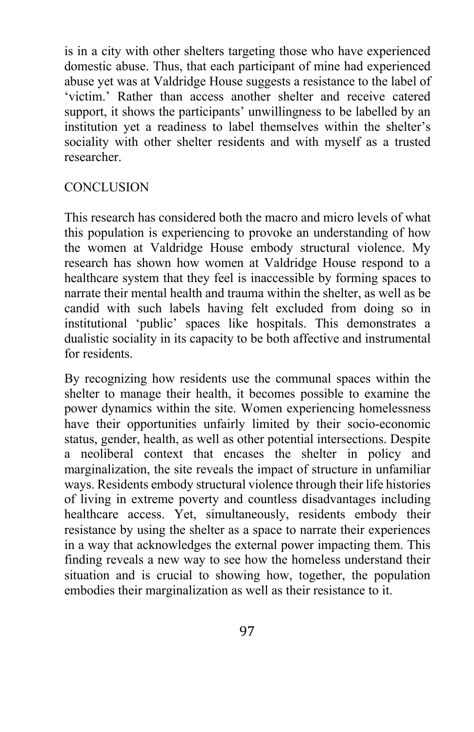is in a city with other shelters targeting those who have experienced domestic abuse. Thus, that each participant of mine had experienced abuse yet was at Valdridge House suggests a resistance to the label of 'victim.' Rather than access another shelter and receive catered support, it shows the participants' unwillingness to be labelled by an institution yet a readiness to label themselves within the shelter's sociality with other shelter residents and with myself as a trusted researcher.

## CONCLUSION

This research has considered both the macro and micro levels of what this population is experiencing to provoke an understanding of how the women at Valdridge House embody structural violence. My research has shown how women at Valdridge House respond to a healthcare system that they feel is inaccessible by forming spaces to narrate their mental health and trauma within the shelter, as well as be candid with such labels having felt excluded from doing so in institutional 'public' spaces like hospitals. This demonstrates a dualistic sociality in its capacity to be both affective and instrumental for residents.

By recognizing how residents use the communal spaces within the shelter to manage their health, it becomes possible to examine the power dynamics within the site. Women experiencing homelessness have their opportunities unfairly limited by their socio-economic status, gender, health, as well as other potential intersections. Despite a neoliberal context that encases the shelter in policy and marginalization, the site reveals the impact of structure in unfamiliar ways. Residents embody structural violence through their life histories of living in extreme poverty and countless disadvantages including healthcare access. Yet, simultaneously, residents embody their resistance by using the shelter as a space to narrate their experiences in a way that acknowledges the external power impacting them. This finding reveals a new way to see how the homeless understand their situation and is crucial to showing how, together, the population embodies their marginalization as well as their resistance to it.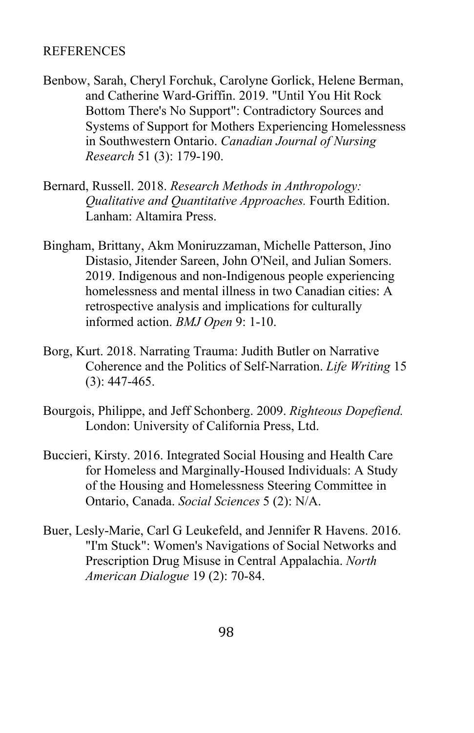# REFERENCES

Benbow, Sarah, Cheryl Forchuk, Carolyne Gorlick, Helene Berman, and Catherine Ward-Griffin. 2019. "Until You Hit Rock Bottom There's No Support": Contradictory Sources and Systems of Support for Mothers Experiencing Homelessness in Southwestern Ontario. *Canadian Journal of Nursing Research* 51 (3): 179-190.

Bernard, Russell. 2018. *Research Methods in Anthropology: Qualitative and Quantitative Approaches.* Fourth Edition. Lanham: Altamira Press.

Bingham, Brittany, Akm Moniruzzaman, Michelle Patterson, Jino Distasio, Jitender Sareen, John O'Neil, and Julian Somers. 2019. Indigenous and non-Indigenous people experiencing homelessness and mental illness in two Canadian cities: A retrospective analysis and implications for culturally informed action. *BMJ Open* 9: 1-10.

Borg, Kurt. 2018. Narrating Trauma: Judith Butler on Narrative Coherence and the Politics of Self-Narration. *Life Writing* 15 (3): 447-465.

Bourgois, Philippe, and Jeff Schonberg. 2009. *Righteous Dopefiend.* London: University of California Press, Ltd.

Buccieri, Kirsty. 2016. Integrated Social Housing and Health Care for Homeless and Marginally-Housed Individuals: A Study of the Housing and Homelessness Steering Committee in Ontario, Canada. *Social Sciences* 5 (2): N/A.

Buer, Lesly-Marie, Carl G Leukefeld, and Jennifer R Havens. 2016. "I'm Stuck": Women's Navigations of Social Networks and Prescription Drug Misuse in Central Appalachia. *North American Dialogue* 19 (2): 70-84.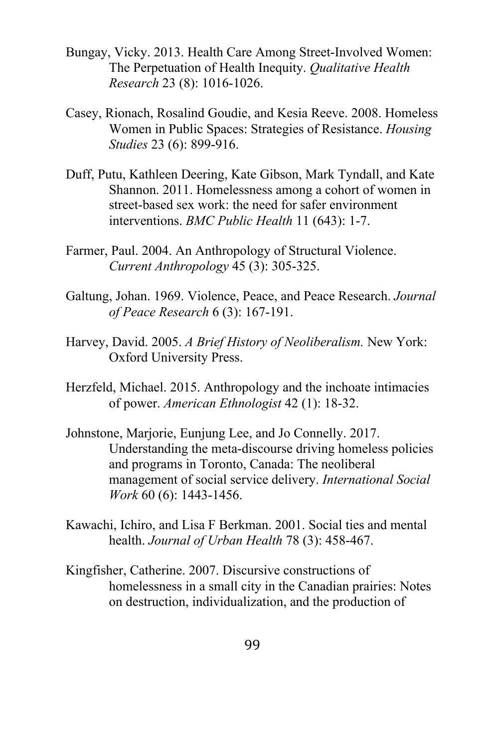Bungay, Vicky. 2013. Health Care Among Street-Involved Women: The Perpetuation of Health Inequity. *Qualitative Health Research* 23 (8): 1016-1026.

Casey, Rionach, Rosalind Goudie, and Kesia Reeve. 2008. Homeless Women in Public Spaces: Strategies of Resistance. *Housing Studies* 23 (6): 899-916.

Duff, Putu, Kathleen Deering, Kate Gibson, Mark Tyndall, and Kate Shannon. 2011. Homelessness among a cohort of women in street-based sex work: the need for safer environment interventions. *BMC Public Health* 11 (643): 1-7.

Farmer, Paul. 2004. An Anthropology of Structural Violence. *Current Anthropology* 45 (3): 305-325.

Galtung, Johan. 1969. Violence, Peace, and Peace Research. *Journal of Peace Research* 6 (3): 167-191.

Harvey, David. 2005. *A Brief History of Neoliberalism.* New York: Oxford University Press.

Herzfeld, Michael. 2015. Anthropology and the inchoate intimacies of power. *American Ethnologist* 42 (1): 18-32.

Johnstone, Marjorie, Eunjung Lee, and Jo Connelly. 2017. Understanding the meta-discourse driving homeless policies and programs in Toronto, Canada: The neoliberal management of social service delivery. *International Social Work* 60 (6): 1443-1456.

Kawachi, Ichiro, and Lisa F Berkman. 2001. Social ties and mental health. *Journal of Urban Health* 78 (3): 458-467.

Kingfisher, Catherine. 2007. Discursive constructions of homelessness in a small city in the Canadian prairies: Notes on destruction, individualization, and the production of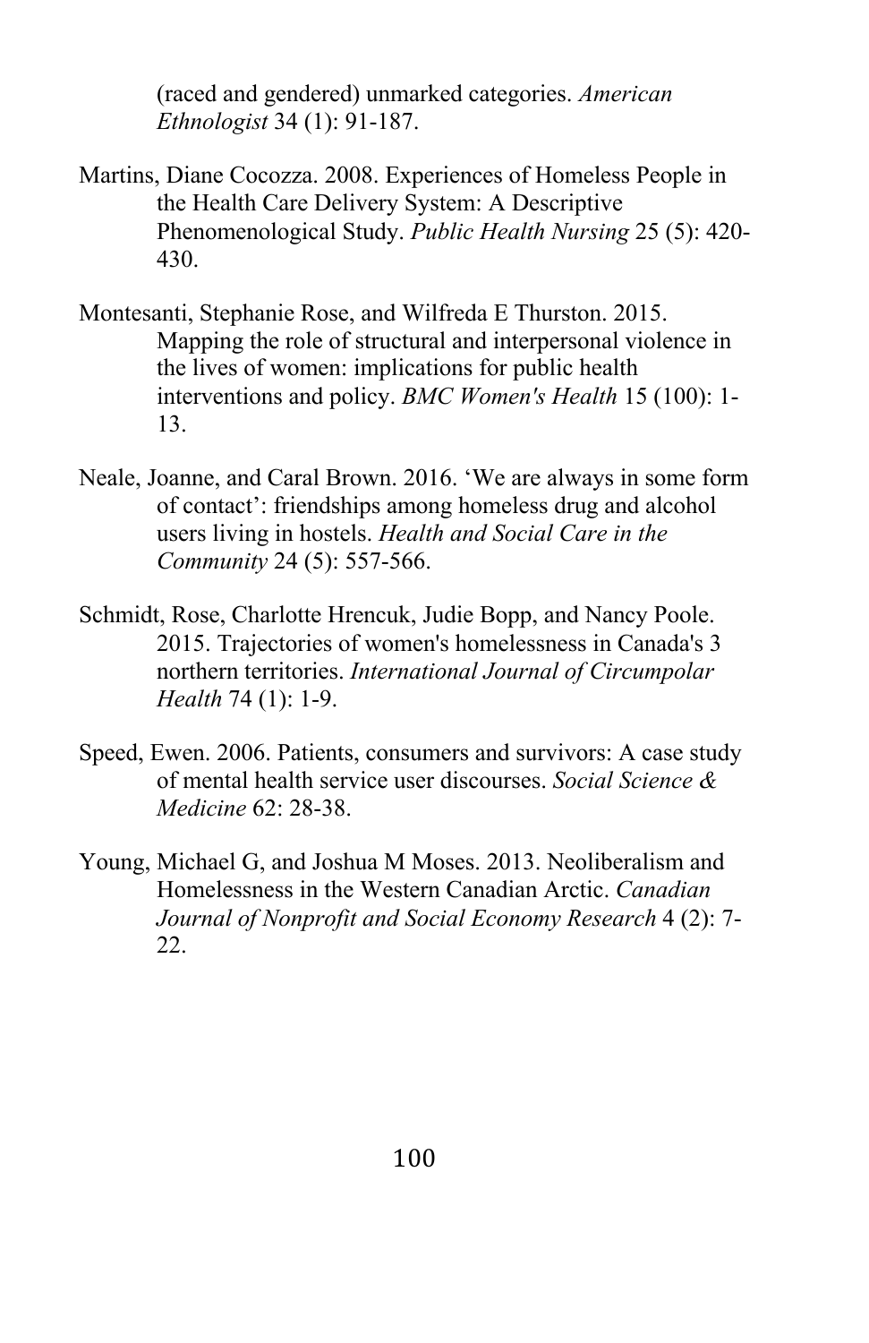(raced and gendered) unmarked categories. *American Ethnologist* 34 (1): 91-187.

Martins, Diane Cocozza. 2008. Experiences of Homeless People in the Health Care Delivery System: A Descriptive Phenomenological Study. *Public Health Nursing* 25 (5): 420-430.

Montesanti, Stephanie Rose, and Wilfreda E Thurston. 2015. Mapping the role of structural and interpersonal violence in the lives of women: implications for public health interventions and policy. *BMC Women's Health* 15 (100): 1-13.

Neale, Joanne, and Caral Brown. 2016. 'We are always in some form of contact': friendships among homeless drug and alcohol users living in hostels. *Health and Social Care in the Community* 24 (5): 557-566.

Schmidt, Rose, Charlotte Hrencuk, Judie Bopp, and Nancy Poole. 2015. Trajectories of women's homelessness in Canada's 3 northern territories. *International Journal of Circumpolar Health* 74 (1): 1-9.

Speed, Ewen. 2006. Patients, consumers and survivors: A case study of mental health service user discourses. *Social Science & Medicine* 62: 28-38.

Young, Michael G, and Joshua M Moses. 2013. Neoliberalism and Homelessness in the Western Canadian Arctic. *Canadian Journal of Nonprofit and Social Economy Research* 4 (2): 7-22.